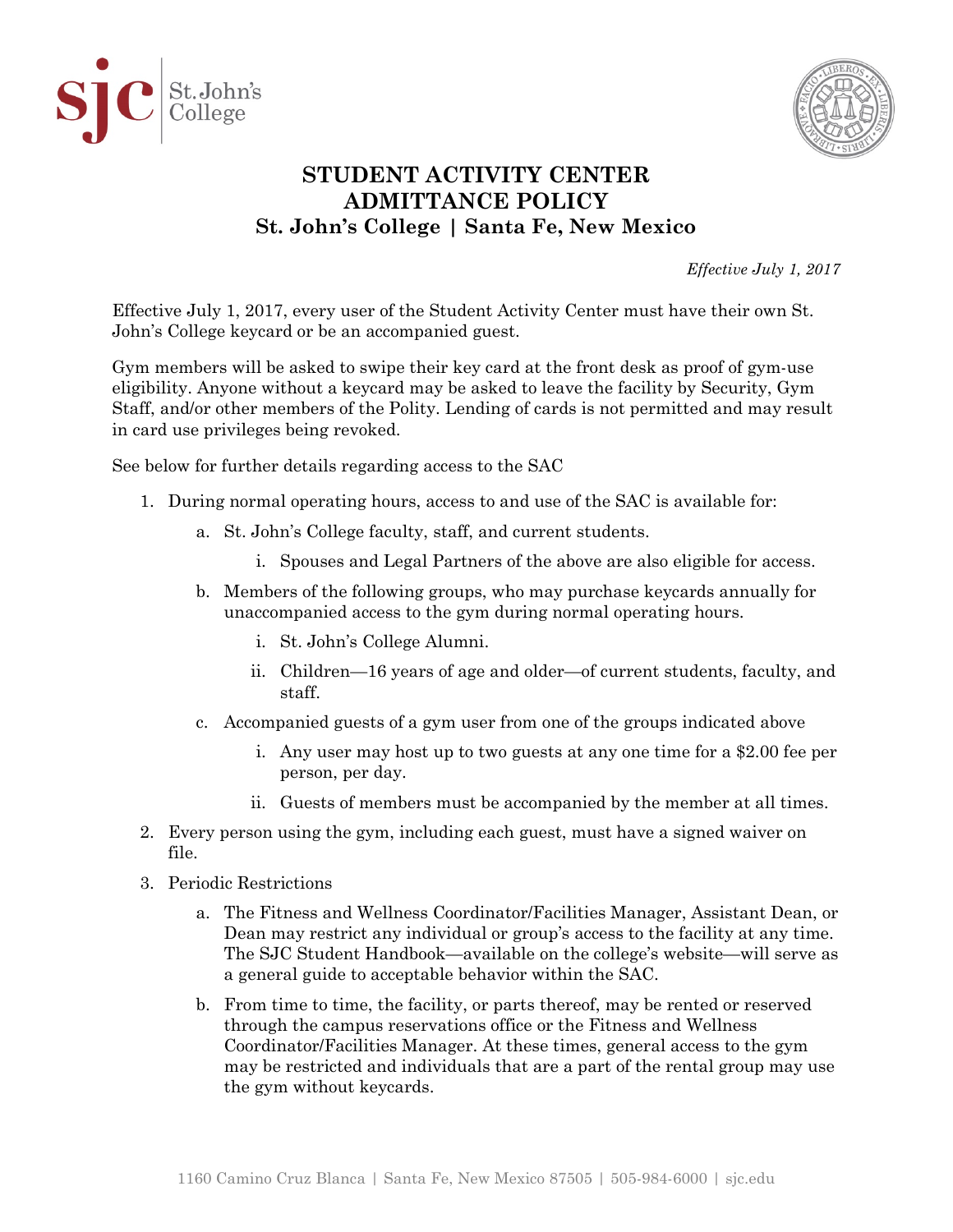# STUDENT ACTIVITY CENTER ADMITTANCE POLICY
## St. John's College | Santa Fe, New Mexico

*Effective July 1, 2017*

Effective July 1, 2017, every user of the Student Activity Center must have their own St. John's College keycard or be an accompanied guest.

Gym members will be asked to swipe their key card at the front desk as proof of gym-use eligibility. Anyone without a keycard may be asked to leave the facility by Security, Gym Staff, and/or other members of the Polity. Lending of cards is not permitted and may result in card use privileges being revoked.

See below for further details regarding access to the SAC

1. During normal operating hours, access to and use of the SAC is available for:
   a. St. John's College faculty, staff, and current students.
      i. Spouses and Legal Partners of the above are also eligible for access.
   b. Members of the following groups, who may purchase keycards annually for unaccompanied access to the gym during normal operating hours.
      i. St. John's College Alumni.
      ii. Children—16 years of age and older—of current students, faculty, and staff.
   c. Accompanied guests of a gym user from one of the groups indicated above
      i. Any user may host up to two guests at any one time for a $2.00 fee per person, per day.
      ii. Guests of members must be accompanied by the member at all times.
2. Every person using the gym, including each guest, must have a signed waiver on file.
3. Periodic Restrictions
   a. The Fitness and Wellness Coordinator/Facilities Manager, Assistant Dean, or Dean may restrict any individual or group's access to the facility at any time. The SJC Student Handbook—available on the college's website—will serve as a general guide to acceptable behavior within the SAC.
   b. From time to time, the facility, or parts thereof, may be rented or reserved through the campus reservations office or the Fitness and Wellness Coordinator/Facilities Manager. At these times, general access to the gym may be restricted and individuals that are a part of the rental group may use the gym without keycards.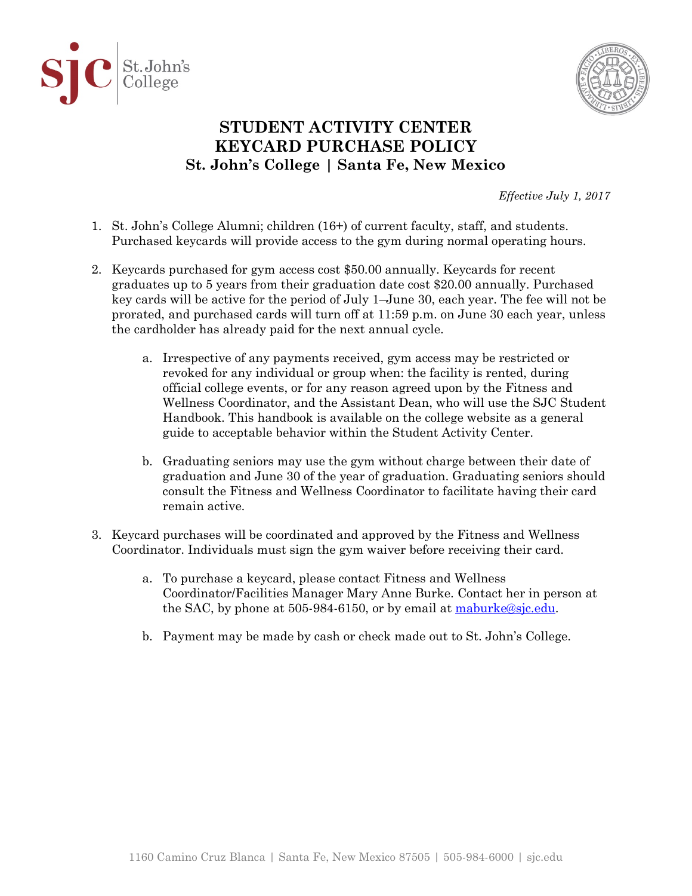# STUDENT ACTIVITY CENTER
# KEYCARD PURCHASE POLICY
## St. John's College | Santa Fe, New Mexico

*Effective July 1, 2017*

1. St. John's College Alumni; children (16+) of current faculty, staff, and students. Purchased keycards will provide access to the gym during normal operating hours.

2. Keycards purchased for gym access cost $50.00 annually. Keycards for recent graduates up to 5 years from their graduation date cost $20.00 annually. Purchased key cards will be active for the period of July 1–June 30, each year. The fee will not be prorated, and purchased cards will turn off at 11:59 p.m. on June 30 each year, unless the cardholder has already paid for the next annual cycle.

   a. Irrespective of any payments received, gym access may be restricted or revoked for any individual or group when: the facility is rented, during official college events, or for any reason agreed upon by the Fitness and Wellness Coordinator, and the Assistant Dean, who will use the SJC Student Handbook. This handbook is available on the college website as a general guide to acceptable behavior within the Student Activity Center.

   b. Graduating seniors may use the gym without charge between their date of graduation and June 30 of the year of graduation. Graduating seniors should consult the Fitness and Wellness Coordinator to facilitate having their card remain active.

3. Keycard purchases will be coordinated and approved by the Fitness and Wellness Coordinator. Individuals must sign the gym waiver before receiving their card.

   a. To purchase a keycard, please contact Fitness and Wellness Coordinator/Facilities Manager Mary Anne Burke. Contact her in person at the SAC, by phone at 505-984-6150, or by email at [maburke@sjc.edu](mailto:maburke@sjc.edu).

   b. Payment may be made by cash or check made out to St. John's College.